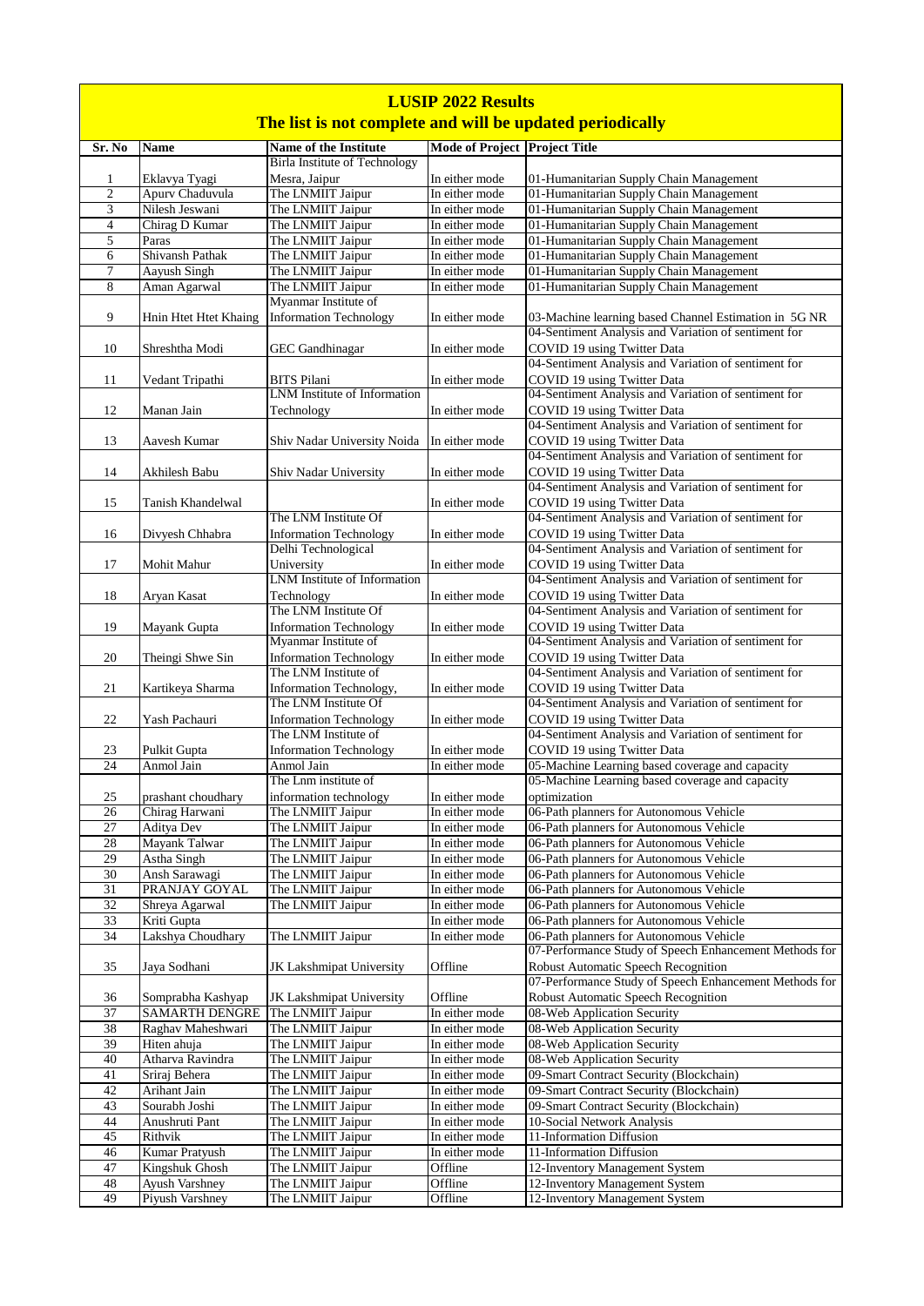# LUSIP 2022 Results

## The list is not complete and will be updated periodically

| Sr. No | Name | Name of the Institute | Mode of Project | Project Title |
|---|---|---|---|---|
| 1 | Eklavya Tyagi | Birla Institute of Technology Mesra, Jaipur | In either mode | 01-Humanitarian Supply Chain Management |
| 2 | Apurv Chaduvula | The LNMIIT Jaipur | In either mode | 01-Humanitarian Supply Chain Management |
| 3 | Nilesh Jeswani | The LNMIIT Jaipur | In either mode | 01-Humanitarian Supply Chain Management |
| 4 | Chirag D Kumar | The LNMIIT Jaipur | In either mode | 01-Humanitarian Supply Chain Management |
| 5 | Paras | The LNMIIT Jaipur | In either mode | 01-Humanitarian Supply Chain Management |
| 6 | Shivansh Pathak | The LNMIIT Jaipur | In either mode | 01-Humanitarian Supply Chain Management |
| 7 | Aayush Singh | The LNMIIT Jaipur | In either mode | 01-Humanitarian Supply Chain Management |
| 8 | Aman Agarwal | The LNMIIT Jaipur | In either mode | 01-Humanitarian Supply Chain Management |
| 9 | Hnin Htet Htet Khaing | Myanmar Institute of Information Technology | In either mode | 03-Machine learning based Channel Estimation in 5G NR |
| 10 | Shreshtha Modi | GEC Gandhinagar | In either mode | 04-Sentiment Analysis and Variation of sentiment for COVID 19 using Twitter Data |
| 11 | Vedant Tripathi | BITS Pilani | In either mode | 04-Sentiment Analysis and Variation of sentiment for COVID 19 using Twitter Data |
| 12 | Manan Jain | LNM Institute of Information Technology | In either mode | 04-Sentiment Analysis and Variation of sentiment for COVID 19 using Twitter Data |
| 13 | Aavesh Kumar | Shiv Nadar University Noida | In either mode | 04-Sentiment Analysis and Variation of sentiment for COVID 19 using Twitter Data |
| 14 | Akhilesh Babu | Shiv Nadar University | In either mode | 04-Sentiment Analysis and Variation of sentiment for COVID 19 using Twitter Data |
| 15 | Tanish Khandelwal | | In either mode | 04-Sentiment Analysis and Variation of sentiment for COVID 19 using Twitter Data |
| 16 | Divyesh Chhabra | The LNM Institute Of Information Technology | In either mode | 04-Sentiment Analysis and Variation of sentiment for COVID 19 using Twitter Data |
| 17 | Mohit Mahur | Delhi Technological University | In either mode | 04-Sentiment Analysis and Variation of sentiment for COVID 19 using Twitter Data |
| 18 | Aryan Kasat | LNM Institute of Information Technology | In either mode | 04-Sentiment Analysis and Variation of sentiment for COVID 19 using Twitter Data |
| 19 | Mayank Gupta | The LNM Institute Of Information Technology | In either mode | 04-Sentiment Analysis and Variation of sentiment for COVID 19 using Twitter Data |
| 20 | Theingi Shwe Sin | Myanmar Institute of Information Technology | In either mode | 04-Sentiment Analysis and Variation of sentiment for COVID 19 using Twitter Data |
| 21 | Kartikeya Sharma | The LNM Institute of Information Technology, | In either mode | 04-Sentiment Analysis and Variation of sentiment for COVID 19 using Twitter Data |
| 22 | Yash Pachauri | The LNM Institute Of Information Technology | In either mode | 04-Sentiment Analysis and Variation of sentiment for COVID 19 using Twitter Data |
| 23 | Pulkit Gupta | The LNM Institute of Information Technology | In either mode | 04-Sentiment Analysis and Variation of sentiment for COVID 19 using Twitter Data |
| 24 | Anmol Jain | Anmol Jain | In either mode | 05-Machine Learning based coverage and capacity |
| 25 | prashant choudhary | The Lnm institute of information technology | In either mode | 05-Machine Learning based coverage and capacity optimization |
| 26 | Chirag Harwani | The LNMIIT Jaipur | In either mode | 06-Path planners for Autonomous Vehicle |
| 27 | Aditya Dev | The LNMIIT Jaipur | In either mode | 06-Path planners for Autonomous Vehicle |
| 28 | Mayank Talwar | The LNMIIT Jaipur | In either mode | 06-Path planners for Autonomous Vehicle |
| 29 | Astha Singh | The LNMIIT Jaipur | In either mode | 06-Path planners for Autonomous Vehicle |
| 30 | Ansh Sarawagi | The LNMIIT Jaipur | In either mode | 06-Path planners for Autonomous Vehicle |
| 31 | PRANJAY GOYAL | The LNMIIT Jaipur | In either mode | 06-Path planners for Autonomous Vehicle |
| 32 | Shreya Agarwal | The LNMIIT Jaipur | In either mode | 06-Path planners for Autonomous Vehicle |
| 33 | Kriti Gupta | | In either mode | 06-Path planners for Autonomous Vehicle |
| 34 | Lakshya Choudhary | The LNMIIT Jaipur | In either mode | 06-Path planners for Autonomous Vehicle |
| 35 | Jaya Sodhani | JK Lakshmipat University | Offline | 07-Performance Study of Speech Enhancement Methods for Robust Automatic Speech Recognition |
| 36 | Somprabha Kashyap | JK Lakshmipat University | Offline | 07-Performance Study of Speech Enhancement Methods for Robust Automatic Speech Recognition |
| 37 | SAMARTH DENGRE | The LNMIIT Jaipur | In either mode | 08-Web Application Security |
| 38 | Raghav Maheshwari | The LNMIIT Jaipur | In either mode | 08-Web Application Security |
| 39 | Hiten ahuja | The LNMIIT Jaipur | In either mode | 08-Web Application Security |
| 40 | Atharva Ravindra | The LNMIIT Jaipur | In either mode | 08-Web Application Security |
| 41 | Sriraj Behera | The LNMIIT Jaipur | In either mode | 09-Smart Contract Security (Blockchain) |
| 42 | Arihant Jain | The LNMIIT Jaipur | In either mode | 09-Smart Contract Security (Blockchain) |
| 43 | Sourabh Joshi | The LNMIIT Jaipur | In either mode | 09-Smart Contract Security (Blockchain) |
| 44 | Anushruti Pant | The LNMIIT Jaipur | In either mode | 10-Social Network Analysis |
| 45 | Rithvik | The LNMIIT Jaipur | In either mode | 11-Information Diffusion |
| 46 | Kumar Pratyush | The LNMIIT Jaipur | In either mode | 11-Information Diffusion |
| 47 | Kingshuk Ghosh | The LNMIIT Jaipur | Offline | 12-Inventory Management System |
| 48 | Ayush Varshney | The LNMIIT Jaipur | Offline | 12-Inventory Management System |
| 49 | Piyush Varshney | The LNMIIT Jaipur | Offline | 12-Inventory Management System |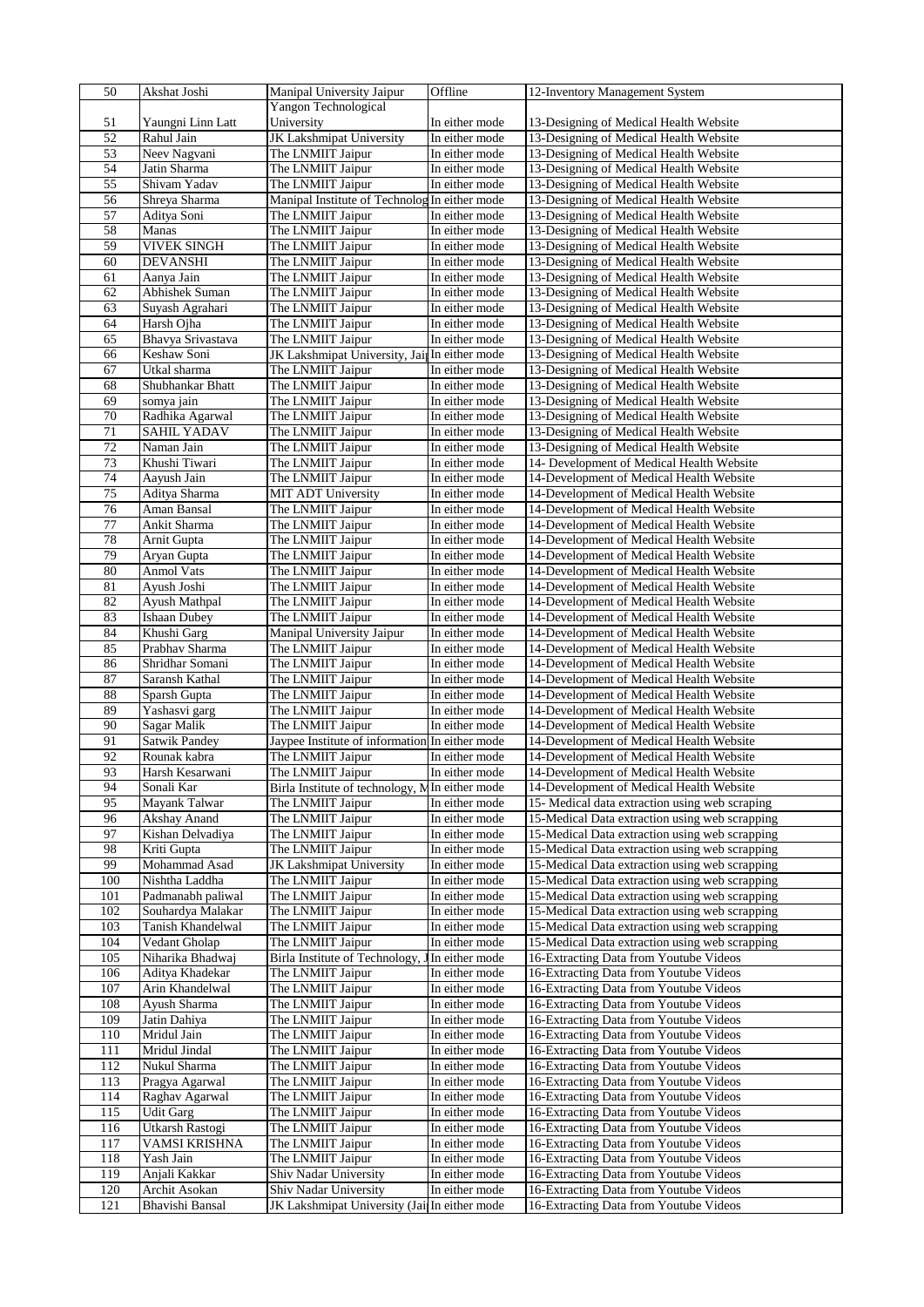| 50 | Akshat Joshi | Manipal University Jaipur | Offline | 12-Inventory Management System |
|---|---|---|---|---|
| 51 | Yaungni Linn Latt | Yangon Technological University | In either mode | 13-Designing of Medical Health Website |
| 52 | Rahul Jain | JK Lakshmipat University | In either mode | 13-Designing of Medical Health Website |
| 53 | Neev Nagvani | The LNMIIT Jaipur | In either mode | 13-Designing of Medical Health Website |
| 54 | Jatin Sharma | The LNMIIT Jaipur | In either mode | 13-Designing of Medical Health Website |
| 55 | Shivam Yadav | The LNMIIT Jaipur | In either mode | 13-Designing of Medical Health Website |
| 56 | Shreya Sharma | Manipal Institute of Technolog | In either mode | 13-Designing of Medical Health Website |
| 57 | Aditya Soni | The LNMIIT Jaipur | In either mode | 13-Designing of Medical Health Website |
| 58 | Manas | The LNMIIT Jaipur | In either mode | 13-Designing of Medical Health Website |
| 59 | VIVEK SINGH | The LNMIIT Jaipur | In either mode | 13-Designing of Medical Health Website |
| 60 | DEVANSHI | The LNMIIT Jaipur | In either mode | 13-Designing of Medical Health Website |
| 61 | Aanya Jain | The LNMIIT Jaipur | In either mode | 13-Designing of Medical Health Website |
| 62 | Abhishek Suman | The LNMIIT Jaipur | In either mode | 13-Designing of Medical Health Website |
| 63 | Suyash Agrahari | The LNMIIT Jaipur | In either mode | 13-Designing of Medical Health Website |
| 64 | Harsh Ojha | The LNMIIT Jaipur | In either mode | 13-Designing of Medical Health Website |
| 65 | Bhavya Srivastava | The LNMIIT Jaipur | In either mode | 13-Designing of Medical Health Website |
| 66 | Keshaw Soni | JK Lakshmipat University, Jai | In either mode | 13-Designing of Medical Health Website |
| 67 | Utkal sharma | The LNMIIT Jaipur | In either mode | 13-Designing of Medical Health Website |
| 68 | Shubhankar Bhatt | The LNMIIT Jaipur | In either mode | 13-Designing of Medical Health Website |
| 69 | somya jain | The LNMIIT Jaipur | In either mode | 13-Designing of Medical Health Website |
| 70 | Radhika Agarwal | The LNMIIT Jaipur | In either mode | 13-Designing of Medical Health Website |
| 71 | SAHIL YADAV | The LNMIIT Jaipur | In either mode | 13-Designing of Medical Health Website |
| 72 | Naman Jain | The LNMIIT Jaipur | In either mode | 13-Designing of Medical Health Website |
| 73 | Khushi Tiwari | The LNMIIT Jaipur | In either mode | 14- Development of Medical Health Website |
| 74 | Aayush Jain | The LNMIIT Jaipur | In either mode | 14-Development of Medical Health Website |
| 75 | Aditya Sharma | MIT ADT University | In either mode | 14-Development of Medical Health Website |
| 76 | Aman Bansal | The LNMIIT Jaipur | In either mode | 14-Development of Medical Health Website |
| 77 | Ankit Sharma | The LNMIIT Jaipur | In either mode | 14-Development of Medical Health Website |
| 78 | Arnit Gupta | The LNMIIT Jaipur | In either mode | 14-Development of Medical Health Website |
| 79 | Aryan Gupta | The LNMIIT Jaipur | In either mode | 14-Development of Medical Health Website |
| 80 | Anmol Vats | The LNMIIT Jaipur | In either mode | 14-Development of Medical Health Website |
| 81 | Ayush Joshi | The LNMIIT Jaipur | In either mode | 14-Development of Medical Health Website |
| 82 | Ayush Mathpal | The LNMIIT Jaipur | In either mode | 14-Development of Medical Health Website |
| 83 | Ishaan Dubey | The LNMIIT Jaipur | In either mode | 14-Development of Medical Health Website |
| 84 | Khushi Garg | Manipal University Jaipur | In either mode | 14-Development of Medical Health Website |
| 85 | Prabhav Sharma | The LNMIIT Jaipur | In either mode | 14-Development of Medical Health Website |
| 86 | Shridhar Somani | The LNMIIT Jaipur | In either mode | 14-Development of Medical Health Website |
| 87 | Saransh Kathal | The LNMIIT Jaipur | In either mode | 14-Development of Medical Health Website |
| 88 | Sparsh Gupta | The LNMIIT Jaipur | In either mode | 14-Development of Medical Health Website |
| 89 | Yashasvi garg | The LNMIIT Jaipur | In either mode | 14-Development of Medical Health Website |
| 90 | Sagar Malik | The LNMIIT Jaipur | In either mode | 14-Development of Medical Health Website |
| 91 | Satwik Pandey | Jaypee Institute of information | In either mode | 14-Development of Medical Health Website |
| 92 | Rounak kabra | The LNMIIT Jaipur | In either mode | 14-Development of Medical Health Website |
| 93 | Harsh Kesarwani | The LNMIIT Jaipur | In either mode | 14-Development of Medical Health Website |
| 94 | Sonali Kar | Birla Institute of technology, M | In either mode | 14-Development of Medical Health Website |
| 95 | Mayank Talwar | The LNMIIT Jaipur | In either mode | 15- Medical data extraction using web scraping |
| 96 | Akshay Anand | The LNMIIT Jaipur | In either mode | 15-Medical Data extraction using web scrapping |
| 97 | Kishan Delvadiya | The LNMIIT Jaipur | In either mode | 15-Medical Data extraction using web scrapping |
| 98 | Kriti Gupta | The LNMIIT Jaipur | In either mode | 15-Medical Data extraction using web scrapping |
| 99 | Mohammad Asad | JK Lakshmipat University | In either mode | 15-Medical Data extraction using web scrapping |
| 100 | Nishtha Laddha | The LNMIIT Jaipur | In either mode | 15-Medical Data extraction using web scrapping |
| 101 | Padmanabh paliwal | The LNMIIT Jaipur | In either mode | 15-Medical Data extraction using web scrapping |
| 102 | Souhardya Malakar | The LNMIIT Jaipur | In either mode | 15-Medical Data extraction using web scrapping |
| 103 | Tanish Khandelwal | The LNMIIT Jaipur | In either mode | 15-Medical Data extraction using web scrapping |
| 104 | Vedant Gholap | The LNMIIT Jaipur | In either mode | 15-Medical Data extraction using web scrapping |
| 105 | Niharika Bhadwaj | Birla Institute of Technology, J | In either mode | 16-Extracting Data from Youtube Videos |
| 106 | Aditya Khadekar | The LNMIIT Jaipur | In either mode | 16-Extracting Data from Youtube Videos |
| 107 | Arin Khandelwal | The LNMIIT Jaipur | In either mode | 16-Extracting Data from Youtube Videos |
| 108 | Ayush Sharma | The LNMIIT Jaipur | In either mode | 16-Extracting Data from Youtube Videos |
| 109 | Jatin Dahiya | The LNMIIT Jaipur | In either mode | 16-Extracting Data from Youtube Videos |
| 110 | Mridul Jain | The LNMIIT Jaipur | In either mode | 16-Extracting Data from Youtube Videos |
| 111 | Mridul Jindal | The LNMIIT Jaipur | In either mode | 16-Extracting Data from Youtube Videos |
| 112 | Nukul Sharma | The LNMIIT Jaipur | In either mode | 16-Extracting Data from Youtube Videos |
| 113 | Pragya Agarwal | The LNMIIT Jaipur | In either mode | 16-Extracting Data from Youtube Videos |
| 114 | Raghav Agarwal | The LNMIIT Jaipur | In either mode | 16-Extracting Data from Youtube Videos |
| 115 | Udit Garg | The LNMIIT Jaipur | In either mode | 16-Extracting Data from Youtube Videos |
| 116 | Utkarsh Rastogi | The LNMIIT Jaipur | In either mode | 16-Extracting Data from Youtube Videos |
| 117 | VAMSI KRISHNA | The LNMIIT Jaipur | In either mode | 16-Extracting Data from Youtube Videos |
| 118 | Yash Jain | The LNMIIT Jaipur | In either mode | 16-Extracting Data from Youtube Videos |
| 119 | Anjali Kakkar | Shiv Nadar University | In either mode | 16-Extracting Data from Youtube Videos |
| 120 | Archit Asokan | Shiv Nadar University | In either mode | 16-Extracting Data from Youtube Videos |
| 121 | Bhavishi Bansal | JK Lakshmipat University (Jai | In either mode | 16-Extracting Data from Youtube Videos |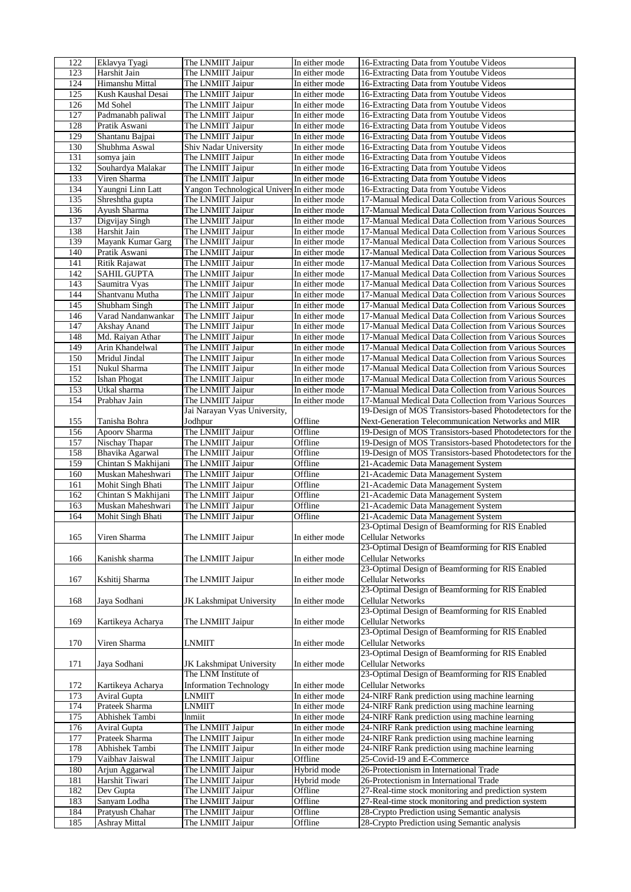| 122 | Eklavya Tyagi | The LNMIIT Jaipur | In either mode | 16-Extracting Data from Youtube Videos |
|---|---|---|---|---|
| 123 | Harshit Jain | The LNMIIT Jaipur | In either mode | 16-Extracting Data from Youtube Videos |
| 124 | Himanshu Mittal | The LNMIIT Jaipur | In either mode | 16-Extracting Data from Youtube Videos |
| 125 | Kush Kaushal Desai | The LNMIIT Jaipur | In either mode | 16-Extracting Data from Youtube Videos |
| 126 | Md Sohel | The LNMIIT Jaipur | In either mode | 16-Extracting Data from Youtube Videos |
| 127 | Padmanabh paliwal | The LNMIIT Jaipur | In either mode | 16-Extracting Data from Youtube Videos |
| 128 | Pratik Aswani | The LNMIIT Jaipur | In either mode | 16-Extracting Data from Youtube Videos |
| 129 | Shantanu Bajpai | The LNMIIT Jaipur | In either mode | 16-Extracting Data from Youtube Videos |
| 130 | Shubhma Aswal | Shiv Nadar University | In either mode | 16-Extracting Data from Youtube Videos |
| 131 | somya jain | The LNMIIT Jaipur | In either mode | 16-Extracting Data from Youtube Videos |
| 132 | Souhardya Malakar | The LNMIIT Jaipur | In either mode | 16-Extracting Data from Youtube Videos |
| 133 | Viren Sharma | The LNMIIT Jaipur | In either mode | 16-Extracting Data from Youtube Videos |
| 134 | Yaungni Linn Latt | Yangon Technological Univers | In either mode | 16-Extracting Data from Youtube Videos |
| 135 | Shreshtha gupta | The LNMIIT Jaipur | In either mode | 17-Manual Medical Data Collection from Various Sources |
| 136 | Ayush Sharma | The LNMIIT Jaipur | In either mode | 17-Manual Medical Data Collection from Various Sources |
| 137 | Digvijay Singh | The LNMIIT Jaipur | In either mode | 17-Manual Medical Data Collection from Various Sources |
| 138 | Harshit Jain | The LNMIIT Jaipur | In either mode | 17-Manual Medical Data Collection from Various Sources |
| 139 | Mayank Kumar Garg | The LNMIIT Jaipur | In either mode | 17-Manual Medical Data Collection from Various Sources |
| 140 | Pratik Aswani | The LNMIIT Jaipur | In either mode | 17-Manual Medical Data Collection from Various Sources |
| 141 | Ritik Rajawat | The LNMIIT Jaipur | In either mode | 17-Manual Medical Data Collection from Various Sources |
| 142 | SAHIL GUPTA | The LNMIIT Jaipur | In either mode | 17-Manual Medical Data Collection from Various Sources |
| 143 | Saumitra Vyas | The LNMIIT Jaipur | In either mode | 17-Manual Medical Data Collection from Various Sources |
| 144 | Shantvanu Mutha | The LNMIIT Jaipur | In either mode | 17-Manual Medical Data Collection from Various Sources |
| 145 | Shubham Singh | The LNMIIT Jaipur | In either mode | 17-Manual Medical Data Collection from Various Sources |
| 146 | Varad Nandanwankar | The LNMIIT Jaipur | In either mode | 17-Manual Medical Data Collection from Various Sources |
| 147 | Akshay Anand | The LNMIIT Jaipur | In either mode | 17-Manual Medical Data Collection from Various Sources |
| 148 | Md. Raiyan Athar | The LNMIIT Jaipur | In either mode | 17-Manual Medical Data Collection from Various Sources |
| 149 | Arin Khandelwal | The LNMIIT Jaipur | In either mode | 17-Manual Medical Data Collection from Various Sources |
| 150 | Mridul Jindal | The LNMIIT Jaipur | In either mode | 17-Manual Medical Data Collection from Various Sources |
| 151 | Nukul Sharma | The LNMIIT Jaipur | In either mode | 17-Manual Medical Data Collection from Various Sources |
| 152 | Ishan Phogat | The LNMIIT Jaipur | In either mode | 17-Manual Medical Data Collection from Various Sources |
| 153 | Utkal sharma | The LNMIIT Jaipur | In either mode | 17-Manual Medical Data Collection from Various Sources |
| 154 | Prabhav Jain | The LNMIIT Jaipur | In either mode | 17-Manual Medical Data Collection from Various Sources |
| 155 | Tanisha Bohra | Jai Narayan Vyas University, Jodhpur | Offline | 19-Design of MOS Transistors-based Photodetectors for the Next-Generation Telecommunication Networks and MIR |
| 156 | Apoorv Sharma | The LNMIIT Jaipur | Offline | 19-Design of MOS Transistors-based Photodetectors for the |
| 157 | Nischay Thapar | The LNMIIT Jaipur | Offline | 19-Design of MOS Transistors-based Photodetectors for the |
| 158 | Bhavika Agarwal | The LNMIIT Jaipur | Offline | 19-Design of MOS Transistors-based Photodetectors for the |
| 159 | Chintan S Makhijani | The LNMIIT Jaipur | Offline | 21-Academic Data Management System |
| 160 | Muskan Maheshwari | The LNMIIT Jaipur | Offline | 21-Academic Data Management System |
| 161 | Mohit Singh Bhati | The LNMIIT Jaipur | Offline | 21-Academic Data Management System |
| 162 | Chintan S Makhijani | The LNMIIT Jaipur | Offline | 21-Academic Data Management System |
| 163 | Muskan Maheshwari | The LNMIIT Jaipur | Offline | 21-Academic Data Management System |
| 164 | Mohit Singh Bhati | The LNMIIT Jaipur | Offline | 21-Academic Data Management System |
| 165 | Viren Sharma | The LNMIIT Jaipur | In either mode | 23-Optimal Design of Beamforming for RIS Enabled Cellular Networks |
| 166 | Kanishk sharma | The LNMIIT Jaipur | In either mode | 23-Optimal Design of Beamforming for RIS Enabled Cellular Networks |
| 167 | Kshitij Sharma | The LNMIIT Jaipur | In either mode | 23-Optimal Design of Beamforming for RIS Enabled Cellular Networks |
| 168 | Jaya Sodhani | JK Lakshmipat University | In either mode | 23-Optimal Design of Beamforming for RIS Enabled Cellular Networks |
| 169 | Kartikeya Acharya | The LNMIIT Jaipur | In either mode | 23-Optimal Design of Beamforming for RIS Enabled Cellular Networks |
| 170 | Viren Sharma | LNMIIT | In either mode | 23-Optimal Design of Beamforming for RIS Enabled Cellular Networks |
| 171 | Jaya Sodhani | JK Lakshmipat University | In either mode | 23-Optimal Design of Beamforming for RIS Enabled Cellular Networks |
| 172 | Kartikeya Acharya | The LNM Institute of Information Technology | In either mode | 23-Optimal Design of Beamforming for RIS Enabled Cellular Networks |
| 173 | Aviral Gupta | LNMIIT | In either mode | 24-NIRF Rank prediction using machine learning |
| 174 | Prateek Sharma | LNMIIT | In either mode | 24-NIRF Rank prediction using machine learning |
| 175 | Abhishek Tambi | lnmiit | In either mode | 24-NIRF Rank prediction using machine learning |
| 176 | Aviral Gupta | The LNMIIT Jaipur | In either mode | 24-NIRF Rank prediction using machine learning |
| 177 | Prateek Sharma | The LNMIIT Jaipur | In either mode | 24-NIRF Rank prediction using machine learning |
| 178 | Abhishek Tambi | The LNMIIT Jaipur | In either mode | 24-NIRF Rank prediction using machine learning |
| 179 | Vaibhav Jaiswal | The LNMIIT Jaipur | Offline | 25-Covid-19 and E-Commerce |
| 180 | Arjun Aggarwal | The LNMIIT Jaipur | Hybrid mode | 26-Protectionism in International Trade |
| 181 | Harshit Tiwari | The LNMIIT Jaipur | Hybrid mode | 26-Protectionism in International Trade |
| 182 | Dev Gupta | The LNMIIT Jaipur | Offline | 27-Real-time stock monitoring and prediction system |
| 183 | Sanyam Lodha | The LNMIIT Jaipur | Offline | 27-Real-time stock monitoring and prediction system |
| 184 | Pratyush Chahar | The LNMIIT Jaipur | Offline | 28-Crypto Prediction using Semantic analysis |
| 185 | Ashray Mittal | The LNMIIT Jaipur | Offline | 28-Crypto Prediction using Semantic analysis |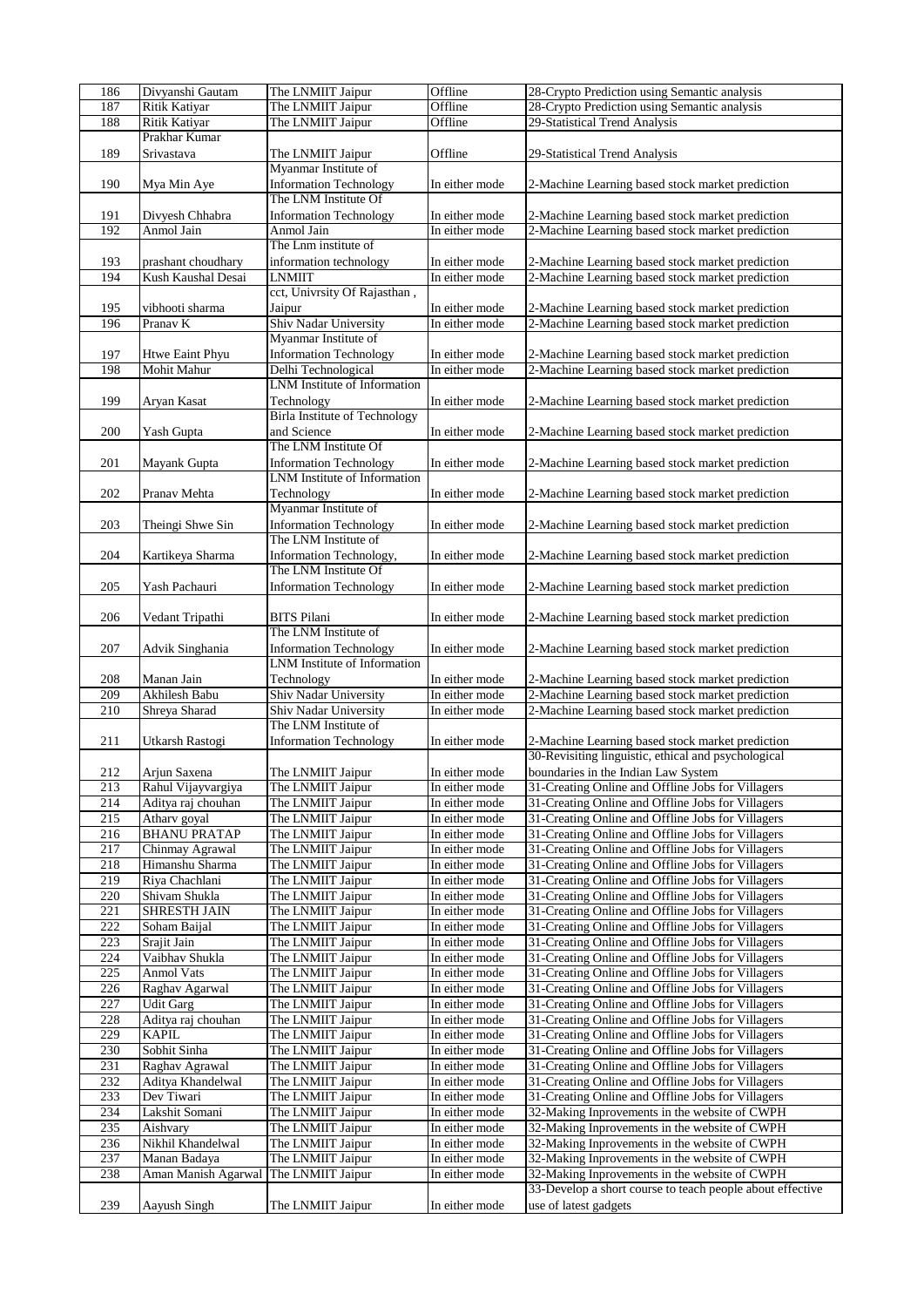| 186 | Divyanshi Gautam | The LNMIIT Jaipur | Offline | 28-Crypto Prediction using Semantic analysis |
|---|---|---|---|---|
| 187 | Ritik Katiyar | The LNMIIT Jaipur | Offline | 28-Crypto Prediction using Semantic analysis |
| 188 | Ritik Katiyar | The LNMIIT Jaipur | Offline | 29-Statistical Trend Analysis |
| 189 | Prakhar Kumar Srivastava | The LNMIIT Jaipur | Offline | 29-Statistical Trend Analysis |
| 190 | Mya Min Aye | Myanmar Institute of Information Technology | In either mode | 2-Machine Learning based stock market prediction |
| 191 | Divyesh Chhabra | The LNM Institute Of Information Technology | In either mode | 2-Machine Learning based stock market prediction |
| 192 | Anmol Jain | Anmol Jain | In either mode | 2-Machine Learning based stock market prediction |
| 193 | prashant choudhary | The Lnm institute of information technology | In either mode | 2-Machine Learning based stock market prediction |
| 194 | Kush Kaushal Desai | LNMIIT | In either mode | 2-Machine Learning based stock market prediction |
| 195 | vibhooti sharma | cct, Univrsity Of Rajasthan , Jaipur | In either mode | 2-Machine Learning based stock market prediction |
| 196 | Pranav K | Shiv Nadar University | In either mode | 2-Machine Learning based stock market prediction |
| 197 | Htwe Eaint Phyu | Myanmar Institute of Information Technology | In either mode | 2-Machine Learning based stock market prediction |
| 198 | Mohit Mahur | Delhi Technological | In either mode | 2-Machine Learning based stock market prediction |
| 199 | Aryan Kasat | LNM Institute of Information Technology | In either mode | 2-Machine Learning based stock market prediction |
| 200 | Yash Gupta | Birla Institute of Technology and Science | In either mode | 2-Machine Learning based stock market prediction |
| 201 | Mayank Gupta | The LNM Institute Of Information Technology | In either mode | 2-Machine Learning based stock market prediction |
| 202 | Pranav Mehta | LNM Institute of Information Technology | In either mode | 2-Machine Learning based stock market prediction |
| 203 | Theingi Shwe Sin | Myanmar Institute of Information Technology | In either mode | 2-Machine Learning based stock market prediction |
| 204 | Kartikeya Sharma | The LNM Institute of Information Technology, | In either mode | 2-Machine Learning based stock market prediction |
| 205 | Yash Pachauri | The LNM Institute Of Information Technology | In either mode | 2-Machine Learning based stock market prediction |
| 206 | Vedant Tripathi | BITS Pilani | In either mode | 2-Machine Learning based stock market prediction |
| 207 | Advik Singhania | The LNM Institute of Information Technology | In either mode | 2-Machine Learning based stock market prediction |
| 208 | Manan Jain | LNM Institute of Information Technology | In either mode | 2-Machine Learning based stock market prediction |
| 209 | Akhilesh Babu | Shiv Nadar University | In either mode | 2-Machine Learning based stock market prediction |
| 210 | Shreya Sharad | Shiv Nadar University | In either mode | 2-Machine Learning based stock market prediction |
| 211 | Utkarsh Rastogi | The LNM Institute of Information Technology | In either mode | 2-Machine Learning based stock market prediction |
| 212 | Arjun Saxena | The LNMIIT Jaipur | In either mode | 30-Revisiting linguistic, ethical and psychological boundaries in the Indian Law System |
| 213 | Rahul Vijayvargiya | The LNMIIT Jaipur | In either mode | 31-Creating Online and Offline Jobs for Villagers |
| 214 | Aditya raj chouhan | The LNMIIT Jaipur | In either mode | 31-Creating Online and Offline Jobs for Villagers |
| 215 | Atharv goyal | The LNMIIT Jaipur | In either mode | 31-Creating Online and Offline Jobs for Villagers |
| 216 | BHANU PRATAP | The LNMIIT Jaipur | In either mode | 31-Creating Online and Offline Jobs for Villagers |
| 217 | Chinmay Agrawal | The LNMIIT Jaipur | In either mode | 31-Creating Online and Offline Jobs for Villagers |
| 218 | Himanshu Sharma | The LNMIIT Jaipur | In either mode | 31-Creating Online and Offline Jobs for Villagers |
| 219 | Riya Chachlani | The LNMIIT Jaipur | In either mode | 31-Creating Online and Offline Jobs for Villagers |
| 220 | Shivam Shukla | The LNMIIT Jaipur | In either mode | 31-Creating Online and Offline Jobs for Villagers |
| 221 | SHRESTH JAIN | The LNMIIT Jaipur | In either mode | 31-Creating Online and Offline Jobs for Villagers |
| 222 | Soham Baijal | The LNMIIT Jaipur | In either mode | 31-Creating Online and Offline Jobs for Villagers |
| 223 | Srajit Jain | The LNMIIT Jaipur | In either mode | 31-Creating Online and Offline Jobs for Villagers |
| 224 | Vaibhav Shukla | The LNMIIT Jaipur | In either mode | 31-Creating Online and Offline Jobs for Villagers |
| 225 | Anmol Vats | The LNMIIT Jaipur | In either mode | 31-Creating Online and Offline Jobs for Villagers |
| 226 | Raghav Agarwal | The LNMIIT Jaipur | In either mode | 31-Creating Online and Offline Jobs for Villagers |
| 227 | Udit Garg | The LNMIIT Jaipur | In either mode | 31-Creating Online and Offline Jobs for Villagers |
| 228 | Aditya raj chouhan | The LNMIIT Jaipur | In either mode | 31-Creating Online and Offline Jobs for Villagers |
| 229 | KAPIL | The LNMIIT Jaipur | In either mode | 31-Creating Online and Offline Jobs for Villagers |
| 230 | Sobhit Sinha | The LNMIIT Jaipur | In either mode | 31-Creating Online and Offline Jobs for Villagers |
| 231 | Raghav Agrawal | The LNMIIT Jaipur | In either mode | 31-Creating Online and Offline Jobs for Villagers |
| 232 | Aditya Khandelwal | The LNMIIT Jaipur | In either mode | 31-Creating Online and Offline Jobs for Villagers |
| 233 | Dev Tiwari | The LNMIIT Jaipur | In either mode | 31-Creating Online and Offline Jobs for Villagers |
| 234 | Lakshit Somani | The LNMIIT Jaipur | In either mode | 32-Making Inprovements in the website of CWPH |
| 235 | Aishvary | The LNMIIT Jaipur | In either mode | 32-Making Inprovements in the website of CWPH |
| 236 | Nikhil Khandelwal | The LNMIIT Jaipur | In either mode | 32-Making Inprovements in the website of CWPH |
| 237 | Manan Badaya | The LNMIIT Jaipur | In either mode | 32-Making Inprovements in the website of CWPH |
| 238 | Aman Manish Agarwal | The LNMIIT Jaipur | In either mode | 32-Making Inprovements in the website of CWPH |
| 239 | Aayush Singh | The LNMIIT Jaipur | In either mode | 33-Develop a short course to teach people about effective use of latest gadgets |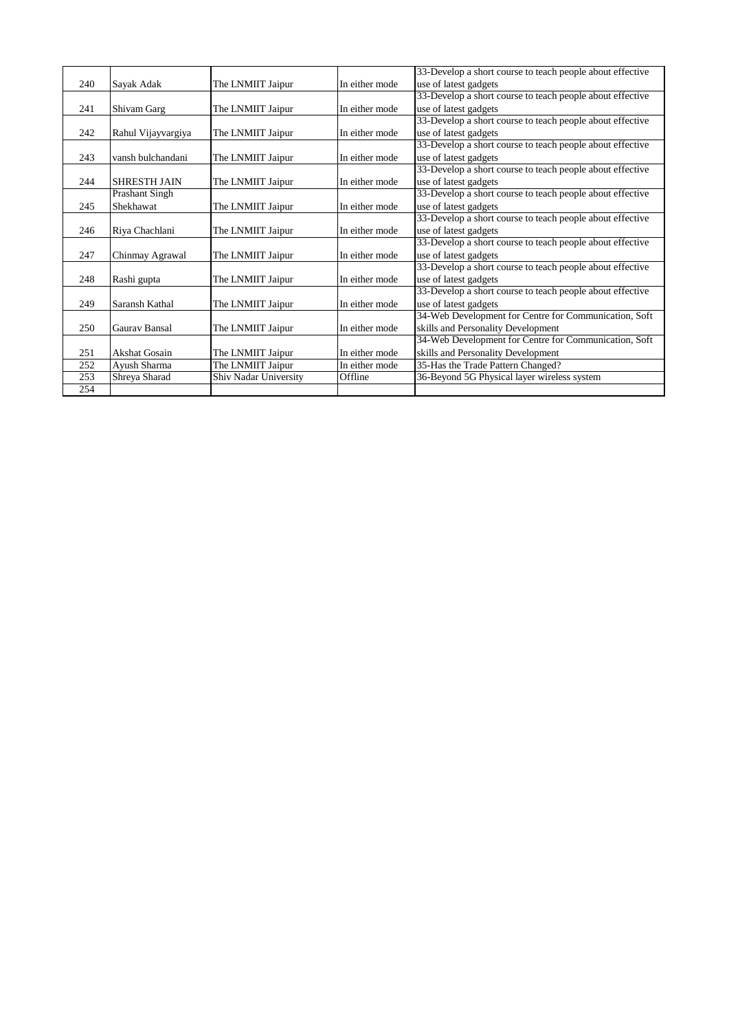| | | | | |
|---|---|---|---|---|
| 240 | Sayak Adak | The LNMIIT Jaipur | In either mode | 33-Develop a short course to teach people about effective use of latest gadgets |
| 241 | Shivam Garg | The LNMIIT Jaipur | In either mode | 33-Develop a short course to teach people about effective use of latest gadgets |
| 242 | Rahul Vijayvargiya | The LNMIIT Jaipur | In either mode | 33-Develop a short course to teach people about effective use of latest gadgets |
| 243 | vansh bulchandani | The LNMIIT Jaipur | In either mode | 33-Develop a short course to teach people about effective use of latest gadgets |
| 244 | SHRESTH JAIN | The LNMIIT Jaipur | In either mode | 33-Develop a short course to teach people about effective use of latest gadgets |
| 245 | Prashant Singh Shekhawat | The LNMIIT Jaipur | In either mode | 33-Develop a short course to teach people about effective use of latest gadgets |
| 246 | Riya Chachlani | The LNMIIT Jaipur | In either mode | 33-Develop a short course to teach people about effective use of latest gadgets |
| 247 | Chinmay Agrawal | The LNMIIT Jaipur | In either mode | 33-Develop a short course to teach people about effective use of latest gadgets |
| 248 | Rashi gupta | The LNMIIT Jaipur | In either mode | 33-Develop a short course to teach people about effective use of latest gadgets |
| 249 | Saransh Kathal | The LNMIIT Jaipur | In either mode | 33-Develop a short course to teach people about effective use of latest gadgets |
| 250 | Gaurav Bansal | The LNMIIT Jaipur | In either mode | 34-Web Development for Centre for Communication, Soft skills and Personality Development |
| 251 | Akshat Gosain | The LNMIIT Jaipur | In either mode | 34-Web Development for Centre for Communication, Soft skills and Personality Development |
| 252 | Ayush Sharma | The LNMIIT Jaipur | In either mode | 35-Has the Trade Pattern Changed? |
| 253 | Shreya Sharad | Shiv Nadar University | Offline | 36-Beyond 5G Physical layer wireless system |
| 254 | | | | |